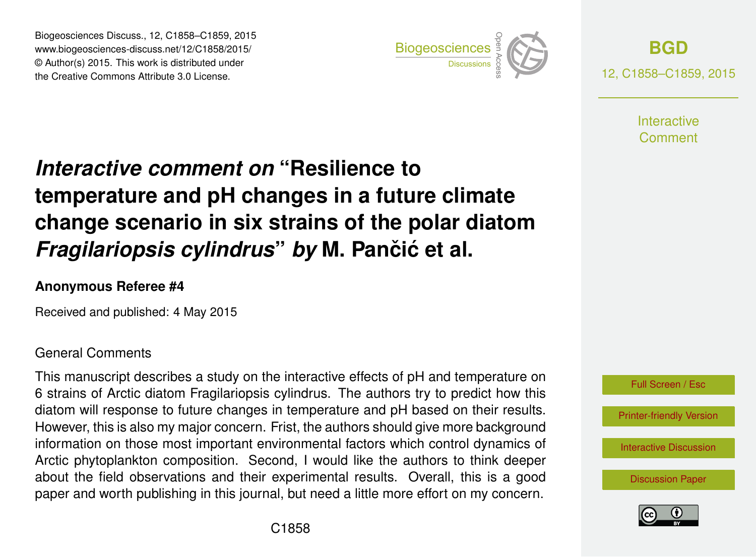# *Interactive comment on* "Resilience to temperature and pH changes in a future climate change scenario in six strains of the polar diatom *Fragilariopsis cylindrus*" *by* M. Pančić et al.

**Anonymous Referee #4**

Received and published: 4 May 2015

General Comments

This manuscript describes a study on the interactive effects of pH and temperature on 6 strains of Arctic diatom Fragilariopsis cylindrus. The authors try to predict how this diatom will response to future changes in temperature and pH based on their results. However, this is also my major concern. Frist, the authors should give more background information on those most important environmental factors which control dynamics of Arctic phytoplankton composition. Second, I would like the authors to think deeper about the field observations and their experimental results. Overall, this is a good paper and worth publishing in this journal, but need a little more effort on my concern.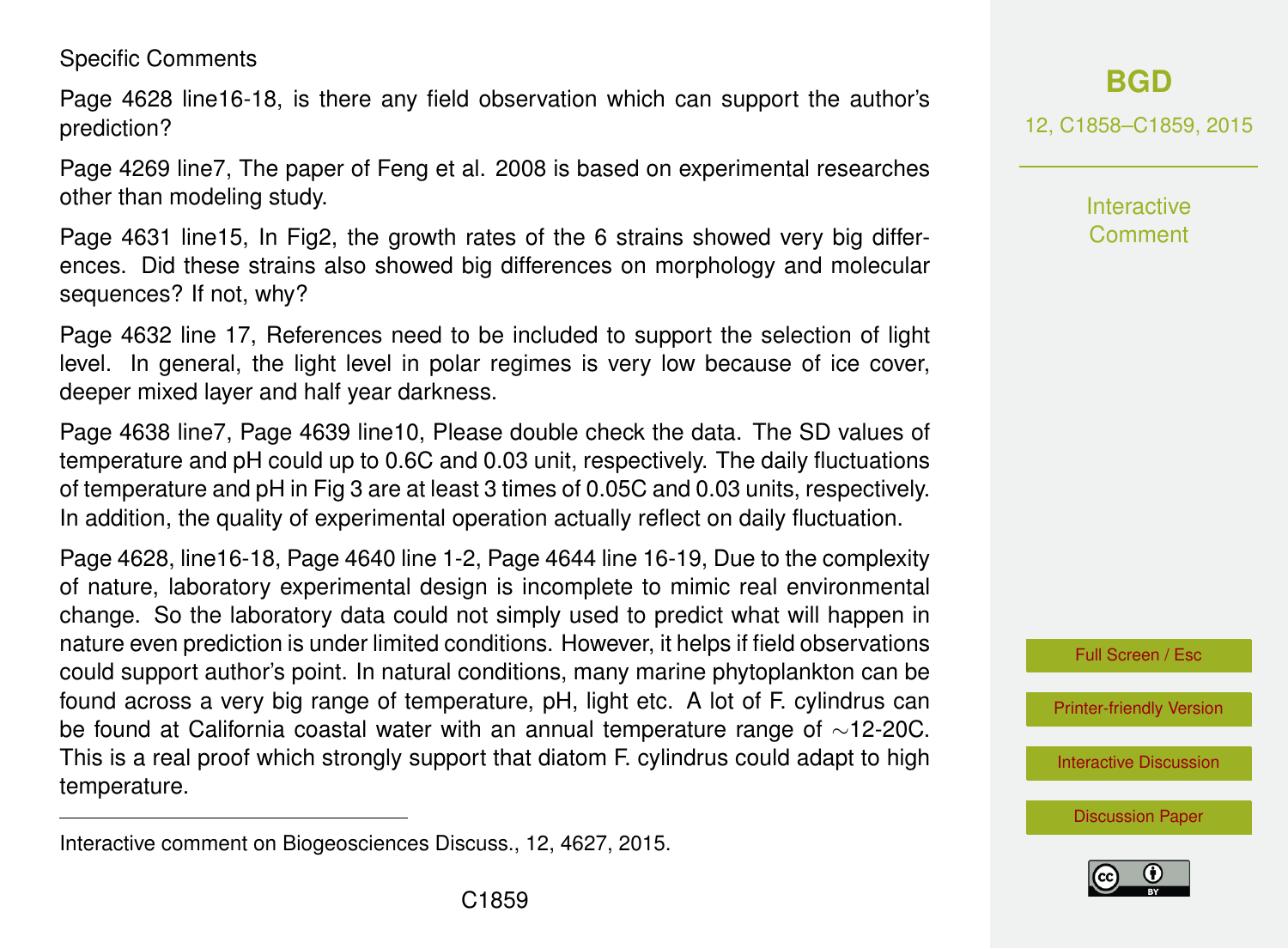Specific Comments

Page 4628 line16-18, is there any field observation which can support the author's prediction?

Page 4269 line7, The paper of Feng et al. 2008 is based on experimental researches other than modeling study.

Page 4631 line15, In Fig2, the growth rates of the 6 strains showed very big differences. Did these strains also showed big differences on morphology and molecular sequences? If not, why?

Page 4632 line 17, References need to be included to support the selection of light level. In general, the light level in polar regimes is very low because of ice cover, deeper mixed layer and half year darkness.

Page 4638 line7, Page 4639 line10, Please double check the data. The SD values of temperature and pH could up to 0.6C and 0.03 unit, respectively. The daily fluctuations of temperature and pH in Fig 3 are at least 3 times of 0.05C and 0.03 units, respectively. In addition, the quality of experimental operation actually reflect on daily fluctuation.

Page 4628, line16-18, Page 4640 line 1-2, Page 4644 line 16-19, Due to the complexity of nature, laboratory experimental design is incomplete to mimic real environmental change. So the laboratory data could not simply used to predict what will happen in nature even prediction is under limited conditions. However, it helps if field observations could support author's point. In natural conditions, many marine phytoplankton can be found across a very big range of temperature, pH, light etc. A lot of F. cylindrus can be found at California coastal water with an annual temperature range of ∼12-20C. This is a real proof which strongly support that diatom F. cylindrus could adapt to high temperature.

---

Interactive comment on Biogeosciences Discuss., 12, 4627, 2015.